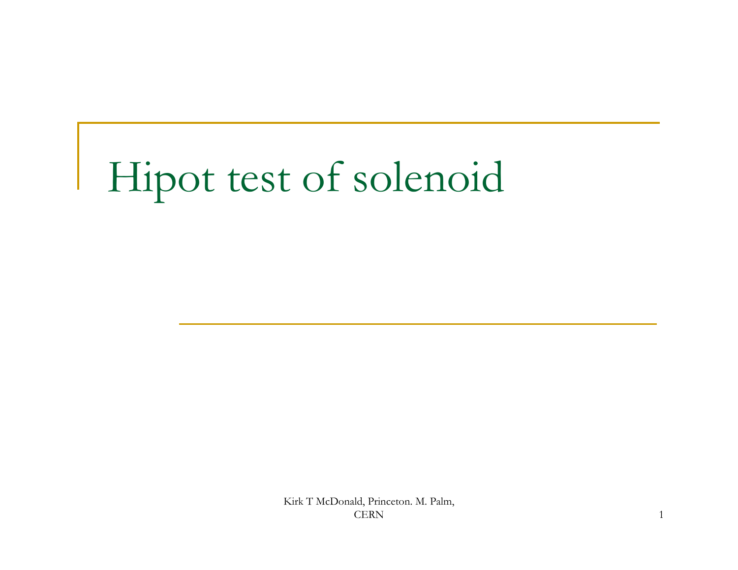# Hipot test of solenoid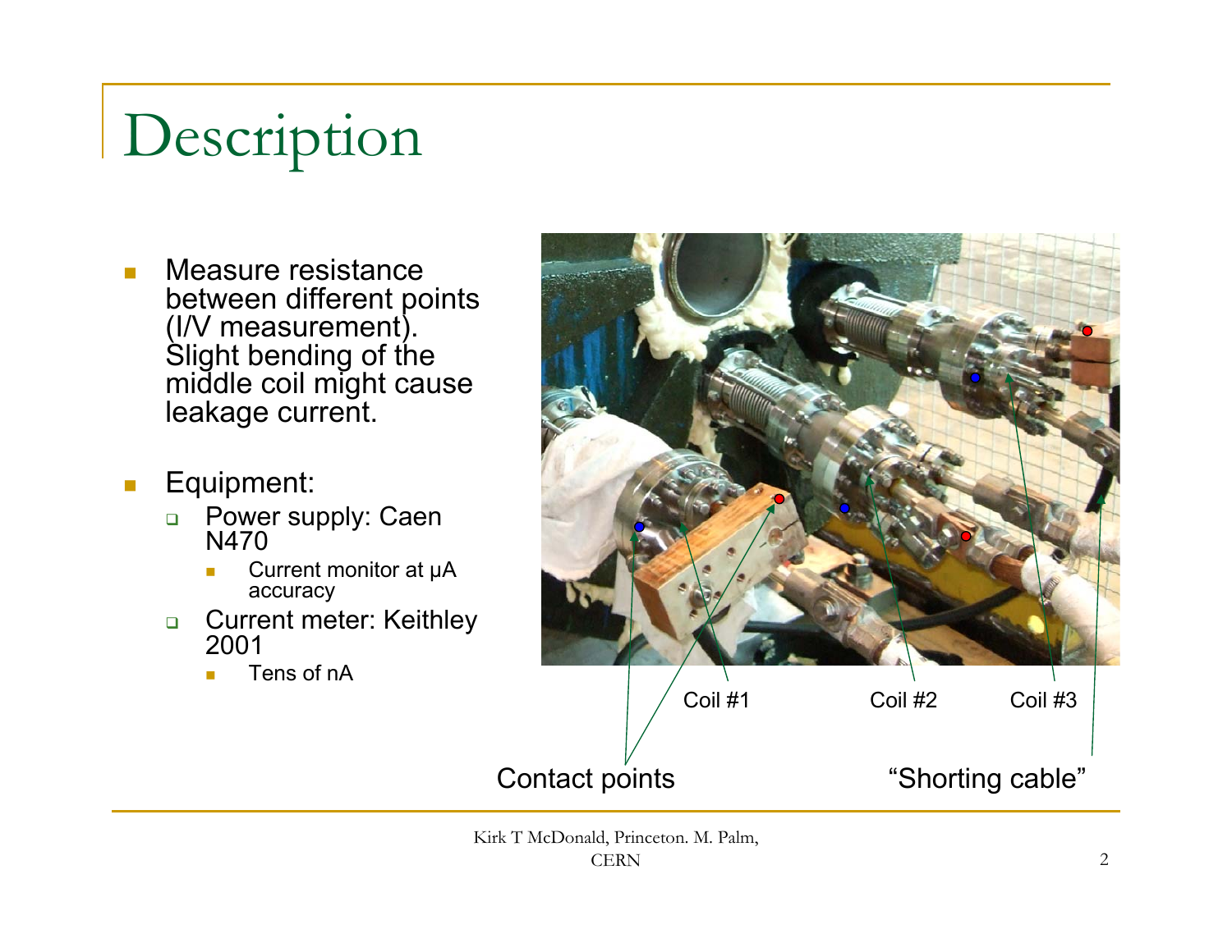# Description

- Measure resistance between different points (I/V measurement). Slight bending of the middle coil might cause leakage current.

- Equipment:
  - Power supply: Caen N470
    - Current monitor at μA accuracy
  - Current meter: Keithley 2001
    - Tens of nA

Coil #1 Coil #2 Coil #3

Contact points "Shorting cable"

Kirk T McDonald, Princeton. M. Palm, CERN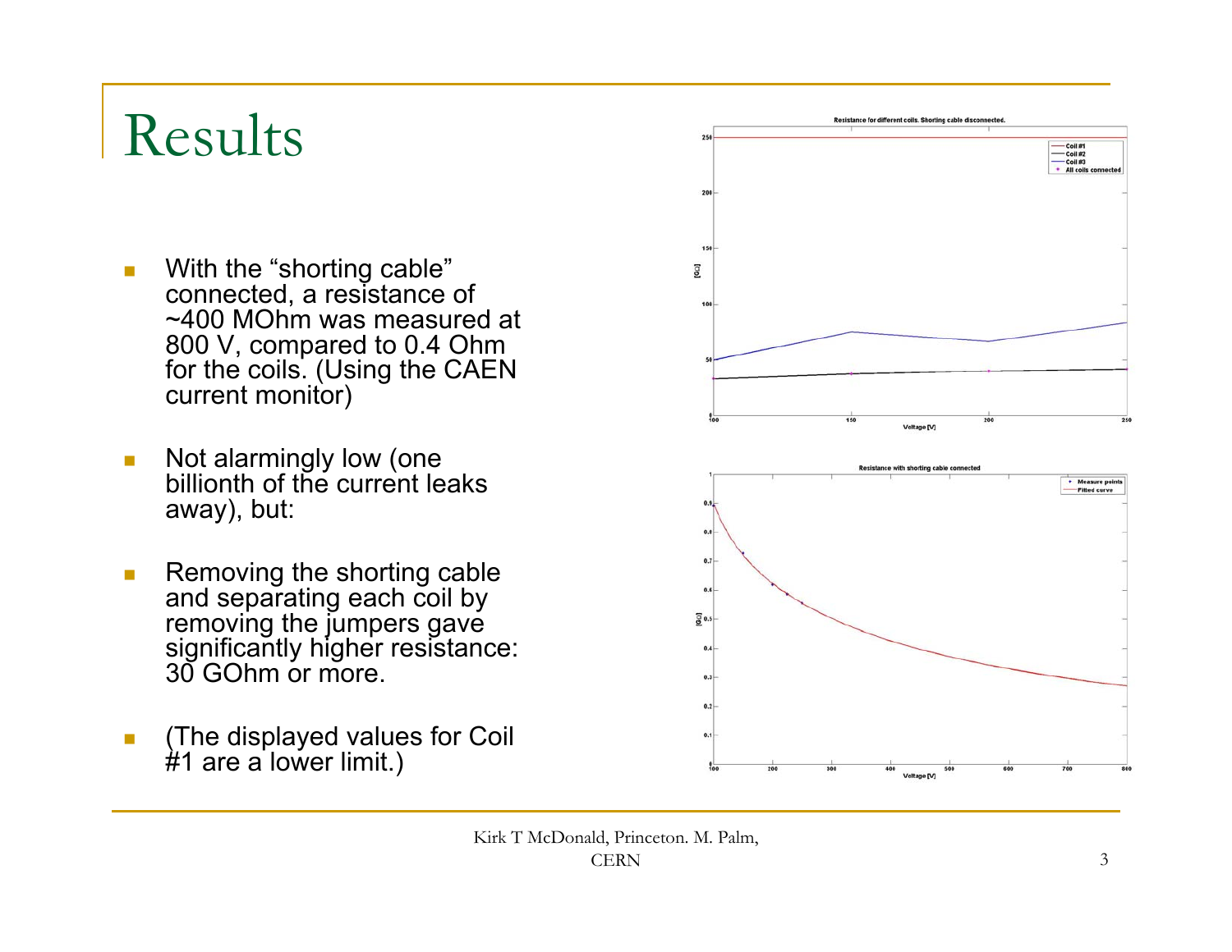# Results

- With the “shorting cable” connected, a resistance of ~400 MOhm was measured at 800 V, compared to 0.4 Ohm for the coils. (Using the CAEN current monitor)
- Not alarmingly low (one billionth of the current leaks away), but:
- Removing the shorting cable and separating each coil by removing the jumpers gave significantly higher resistance: 30 GOhm or more.
- (The displayed values for Coil #1 are a lower limit.)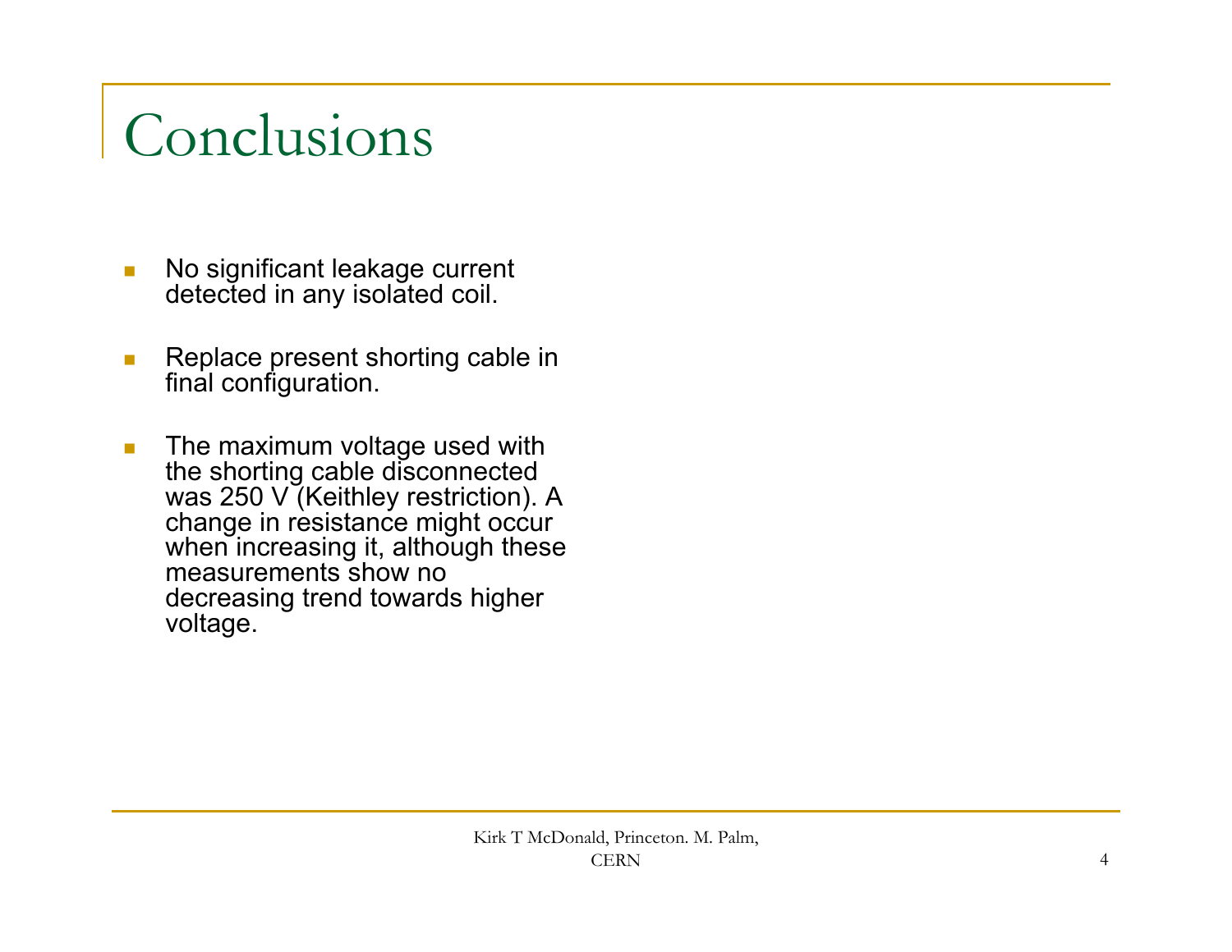# Conclusions

- No significant leakage current detected in any isolated coil.
- Replace present shorting cable in final configuration.
- The maximum voltage used with the shorting cable disconnected was 250 V (Keithley restriction). A change in resistance might occur when increasing it, although these measurements show no decreasing trend towards higher voltage.